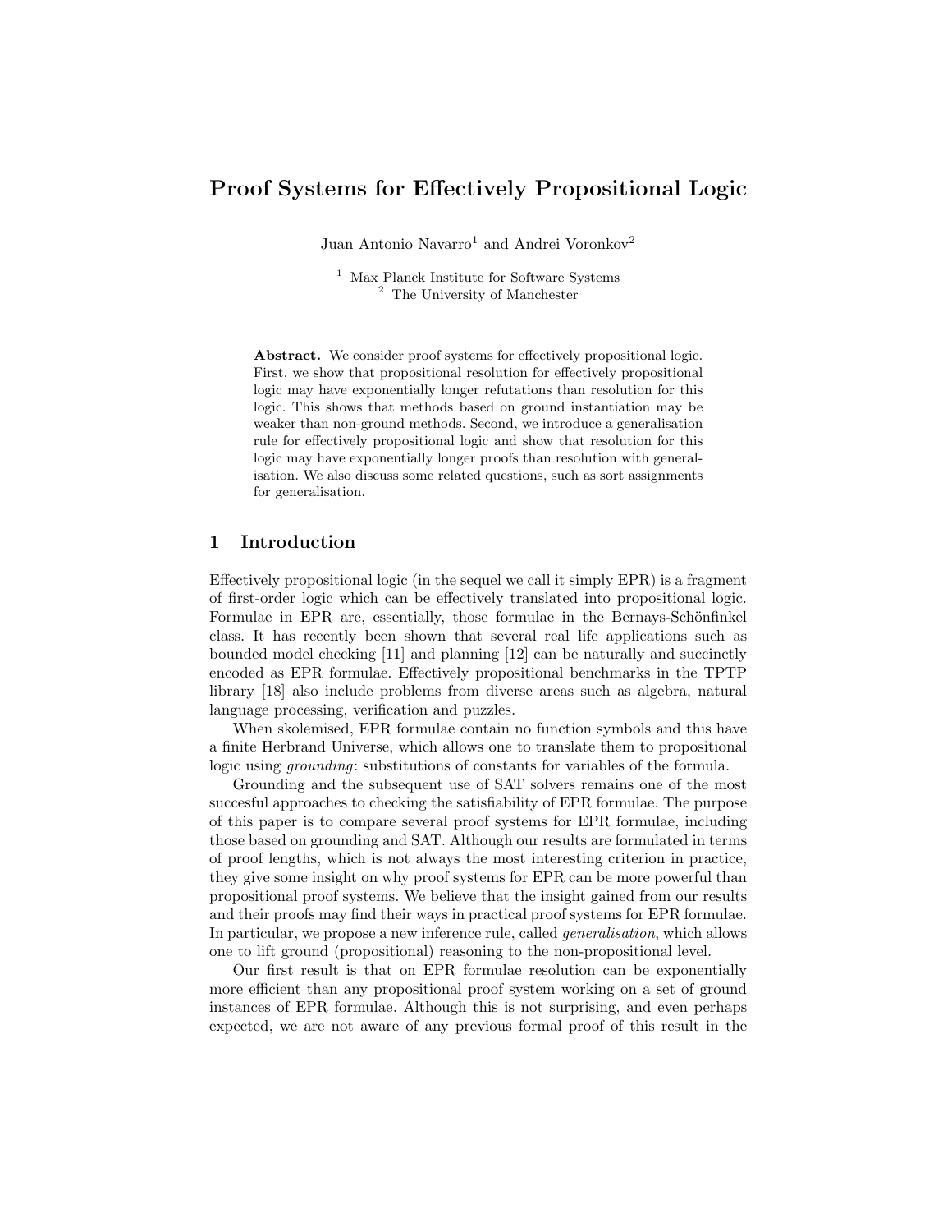# Proof Systems for Effectively Propositional Logic

Juan Antonio Navarro[1] and Andrei Voronkov[2]

[1] Max Planck Institute for Software Systems
[2] The University of Manchester

**Abstract.** We consider proof systems for effectively propositional logic. First, we show that propositional resolution for effectively propositional logic may have exponentially longer refutations than resolution for this logic. This shows that methods based on ground instantiation may be weaker than non-ground methods. Second, we introduce a generalisation rule for effectively propositional logic and show that resolution for this logic may have exponentially longer proofs than resolution with generalisation. We also discuss some related questions, such as sort assignments for generalisation.

## 1 Introduction

Effectively propositional logic (in the sequel we call it simply EPR) is a fragment of first-order logic which can be effectively translated into propositional logic. Formulae in EPR are, essentially, those formulae in the Bernays-Schönfinkel class. It has recently been shown that several real life applications such as bounded model checking [11] and planning [12] can be naturally and succinctly encoded as EPR formulae. Effectively propositional benchmarks in the TPTP library [18] also include problems from diverse areas such as algebra, natural language processing, verification and puzzles.

When skolemised, EPR formulae contain no function symbols and this have a finite Herbrand Universe, which allows one to translate them to propositional logic using *grounding*: substitutions of constants for variables of the formula.

Grounding and the subsequent use of SAT solvers remains one of the most succesful approaches to checking the satisfiability of EPR formulae. The purpose of this paper is to compare several proof systems for EPR formulae, including those based on grounding and SAT. Although our results are formulated in terms of proof lengths, which is not always the most interesting criterion in practice, they give some insight on why proof systems for EPR can be more powerful than propositional proof systems. We believe that the insight gained from our results and their proofs may find their ways in practical proof systems for EPR formulae. In particular, we propose a new inference rule, called *generalisation*, which allows one to lift ground (propositional) reasoning to the non-propositional level.

Our first result is that on EPR formulae resolution can be exponentially more efficient than any propositional proof system working on a set of ground instances of EPR formulae. Although this is not surprising, and even perhaps expected, we are not aware of any previous formal proof of this result in the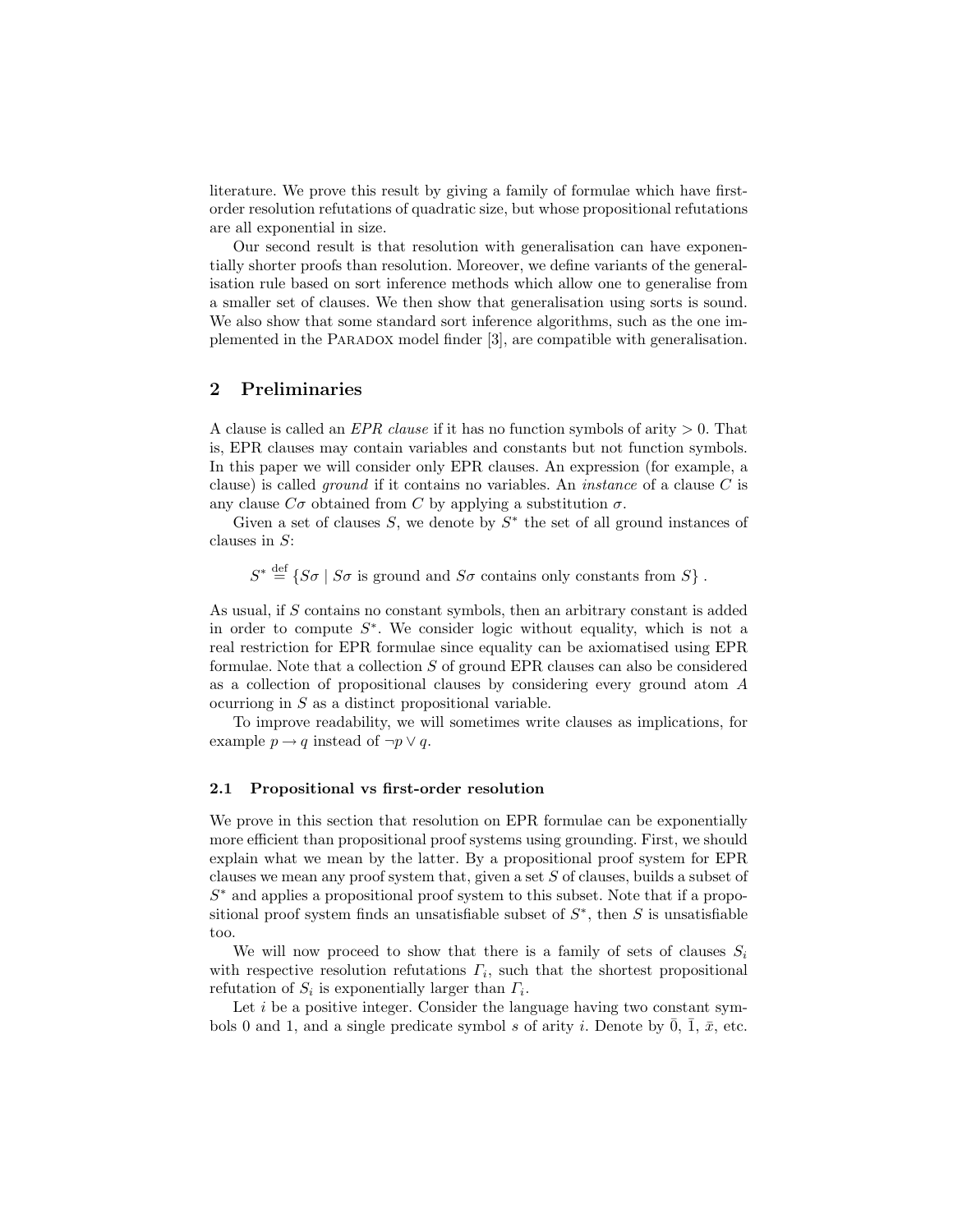literature. We prove this result by giving a family of formulae which have first-order resolution refutations of quadratic size, but whose propositional refutations are all exponential in size.

Our second result is that resolution with generalisation can have exponentially shorter proofs than resolution. Moreover, we define variants of the generalisation rule based on sort inference methods which allow one to generalise from a smaller set of clauses. We then show that generalisation using sorts is sound. We also show that some standard sort inference algorithms, such as the one implemented in the Paradox model finder [3], are compatible with generalisation.

## 2 Preliminaries

A clause is called an *EPR clause* if it has no function symbols of arity $> 0$. That is, EPR clauses may contain variables and constants but not function symbols. In this paper we will consider only EPR clauses. An expression (for example, a clause) is called *ground* if it contains no variables. An *instance* of a clause $C$ is any clause $C\sigma$ obtained from $C$ by applying a substitution $\sigma$.

Given a set of clauses $S$, we denote by $S^*$ the set of all ground instances of clauses in $S$:

$$S^* \stackrel{\text{def}}{=} \{S\sigma \mid S\sigma \text{ is ground and } S\sigma \text{ contains only constants from } S\} .$$

As usual, if $S$ contains no constant symbols, then an arbitrary constant is added in order to compute $S^*$. We consider logic without equality, which is not a real restriction for EPR formulae since equality can be axiomatised using EPR formulae. Note that a collection $S$ of ground EPR clauses can also be considered as a collection of propositional clauses by considering every ground atom $A$ ocurriong in $S$ as a distinct propositional variable.

To improve readability, we will sometimes write clauses as implications, for example $p \rightarrow q$ instead of $\neg p \vee q$.

### 2.1 Propositional vs first-order resolution

We prove in this section that resolution on EPR formulae can be exponentially more efficient than propositional proof systems using grounding. First, we should explain what we mean by the latter. By a propositional proof system for EPR clauses we mean any proof system that, given a set $S$ of clauses, builds a subset of $S^*$ and applies a propositional proof system to this subset. Note that if a propositional proof system finds an unsatisfiable subset of $S^*$, then $S$ is unsatisfiable too.

We will now proceed to show that there is a family of sets of clauses $S_i$ with respective resolution refutations $\Gamma_i$, such that the shortest propositional refutation of $S_i$ is exponentially larger than $\Gamma_i$.

Let $i$ be a positive integer. Consider the language having two constant symbols 0 and 1, and a single predicate symbol $s$ of arity $i$. Denote by $\bar{0}$, $\bar{1}$, $\bar{x}$, etc.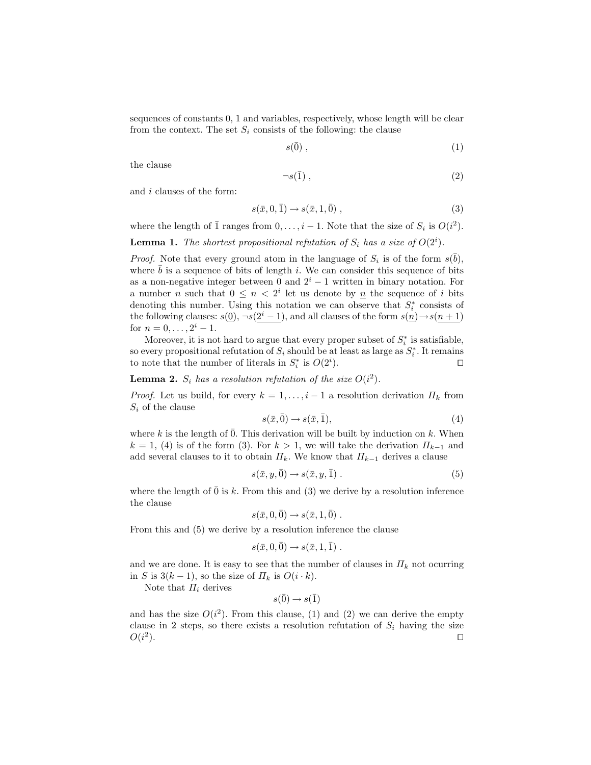sequences of constants 0, 1 and variables, respectively, whose length will be clear from the context. The set $S_i$ consists of the following: the clause

$$s(\bar{0}) \ , \tag{1}$$

the clause

$$\neg s(\bar{1}) \ , \tag{2}$$

and $i$ clauses of the form:

$$s(\bar{x}, 0, \bar{1}) \to s(\bar{x}, 1, \bar{0}) \ , \tag{3}$$

where the length of $\bar{1}$ ranges from $0, \ldots, i-1$. Note that the size of $S_i$ is $O(i^2)$.

**Lemma 1.** *The shortest propositional refutation of $S_i$ has a size of $O(2^i)$.*

*Proof.* Note that every ground atom in the language of $S_i$ is of the form $s(\bar{b})$, where $\bar{b}$ is a sequence of bits of length $i$. We can consider this sequence of bits as a non-negative integer between 0 and $2^i - 1$ written in binary notation. For a number $n$ such that $0 \leq n < 2^i$ let us denote by $\underline{n}$ the sequence of $i$ bits denoting this number. Using this notation we can observe that $S_i^*$ consists of the following clauses: $s(\underline{0})$, $\neg s(\underline{2^i - 1})$, and all clauses of the form $s(\underline{n}) \to s(\underline{n+1})$ for $n = 0, \ldots, 2^i - 1$.

Moreover, it is not hard to argue that every proper subset of $S_i^*$ is satisfiable, so every propositional refutation of $S_i$ should be at least as large as $S_i^*$. It remains to note that the number of literals in $S_i^*$ is $O(2^i)$. $\square$

**Lemma 2.** *$S_i$ has a resolution refutation of the size $O(i^2)$.*

*Proof.* Let us build, for every $k = 1, \ldots, i-1$ a resolution derivation $\Pi_k$ from $S_i$ of the clause

$$s(\bar{x}, \bar{0}) \to s(\bar{x}, \bar{1}), \tag{4}$$

where $k$ is the length of $\bar{0}$. This derivation will be built by induction on $k$. When $k = 1$, (4) is of the form (3). For $k > 1$, we will take the derivation $\Pi_{k-1}$ and add several clauses to it to obtain $\Pi_k$. We know that $\Pi_{k-1}$ derives a clause

$$s(\bar{x}, y, \bar{0}) \to s(\bar{x}, y, \bar{1}) \ . \tag{5}$$

where the length of $\bar{0}$ is $k$. From this and (3) we derive by a resolution inference the clause

$$s(\bar{x}, 0, \bar{0}) \to s(\bar{x}, 1, \bar{0}) \ .$$

From this and (5) we derive by a resolution inference the clause

$$s(\bar{x}, 0, \bar{0}) \to s(\bar{x}, 1, \bar{1}) \ .$$

and we are done. It is easy to see that the number of clauses in $\Pi_k$ not ocurring in $S$ is $3(k-1)$, so the size of $\Pi_k$ is $O(i \cdot k)$.

Note that $\Pi_i$ derives

$$s(\bar{0}) \to s(\bar{1})$$

and has the size $O(i^2)$. From this clause, (1) and (2) we can derive the empty clause in 2 steps, so there exists a resolution refutation of $S_i$ having the size $O(i^2)$. $\square$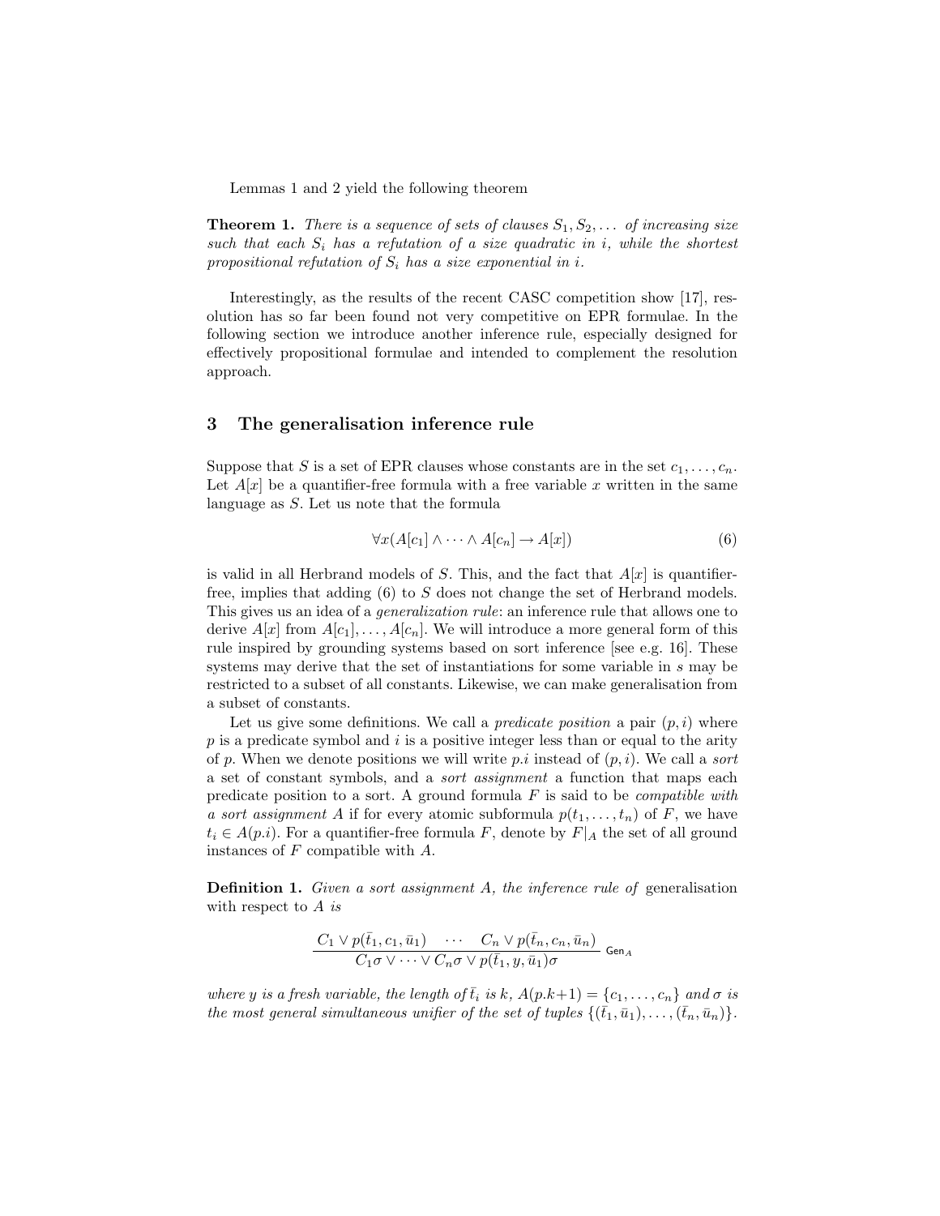Lemmas 1 and 2 yield the following theorem

**Theorem 1.** *There is a sequence of sets of clauses $S_1, S_2, \ldots$ of increasing size such that each $S_i$ has a refutation of a size quadratic in $i$, while the shortest propositional refutation of $S_i$ has a size exponential in $i$.*

Interestingly, as the results of the recent CASC competition show [17], resolution has so far been found not very competitive on EPR formulae. In the following section we introduce another inference rule, especially designed for effectively propositional formulae and intended to complement the resolution approach.

## 3 The generalisation inference rule

Suppose that $S$ is a set of EPR clauses whose constants are in the set $c_1, \ldots, c_n$. Let $A[x]$ be a quantifier-free formula with a free variable $x$ written in the same language as $S$. Let us note that the formula

$$\forall x(A[c_1] \wedge \cdots \wedge A[c_n] \rightarrow A[x]) \tag{6}$$

is valid in all Herbrand models of $S$. This, and the fact that $A[x]$ is quantifier-free, implies that adding (6) to $S$ does not change the set of Herbrand models. This gives us an idea of a *generalization rule*: an inference rule that allows one to derive $A[x]$ from $A[c_1], \ldots, A[c_n]$. We will introduce a more general form of this rule inspired by grounding systems based on sort inference [see e.g. 16]. These systems may derive that the set of instantiations for some variable in $s$ may be restricted to a subset of all constants. Likewise, we can make generalisation from a subset of constants.

Let us give some definitions. We call a *predicate position* a pair $(p, i)$ where $p$ is a predicate symbol and $i$ is a positive integer less than or equal to the arity of $p$. When we denote positions we will write $p.i$ instead of $(p, i)$. We call a *sort* a set of constant symbols, and a *sort assignment* a function that maps each predicate position to a sort. A ground formula $F$ is said to be *compatible with a sort assignment* $A$ if for every atomic subformula $p(t_1, \ldots, t_n)$ of $F$, we have $t_i \in A(p.i)$. For a quantifier-free formula $F$, denote by $F|_A$ the set of all ground instances of $F$ compatible with $A$.

**Definition 1.** *Given a sort assignment $A$, the inference rule of* generalisation *with respect to $A$ is*

$$\frac{C_1 \vee p(\bar{t}_1, c_1, \bar{u}_1) \quad \cdots \quad C_n \vee p(\bar{t}_n, c_n, \bar{u}_n)}{C_1\sigma \vee \cdots \vee C_n\sigma \vee p(\bar{t}_1, y, \bar{u}_1)\sigma} \ \mathsf{Gen}_A$$

*where $y$ is a fresh variable, the length of $\bar{t}_i$ is $k$, $A(p.k{+}1) = \{c_1, \ldots, c_n\}$ and $\sigma$ is the most general simultaneous unifier of the set of tuples $\{(\bar{t}_1, \bar{u}_1), \ldots, (\bar{t}_n, \bar{u}_n)\}$.*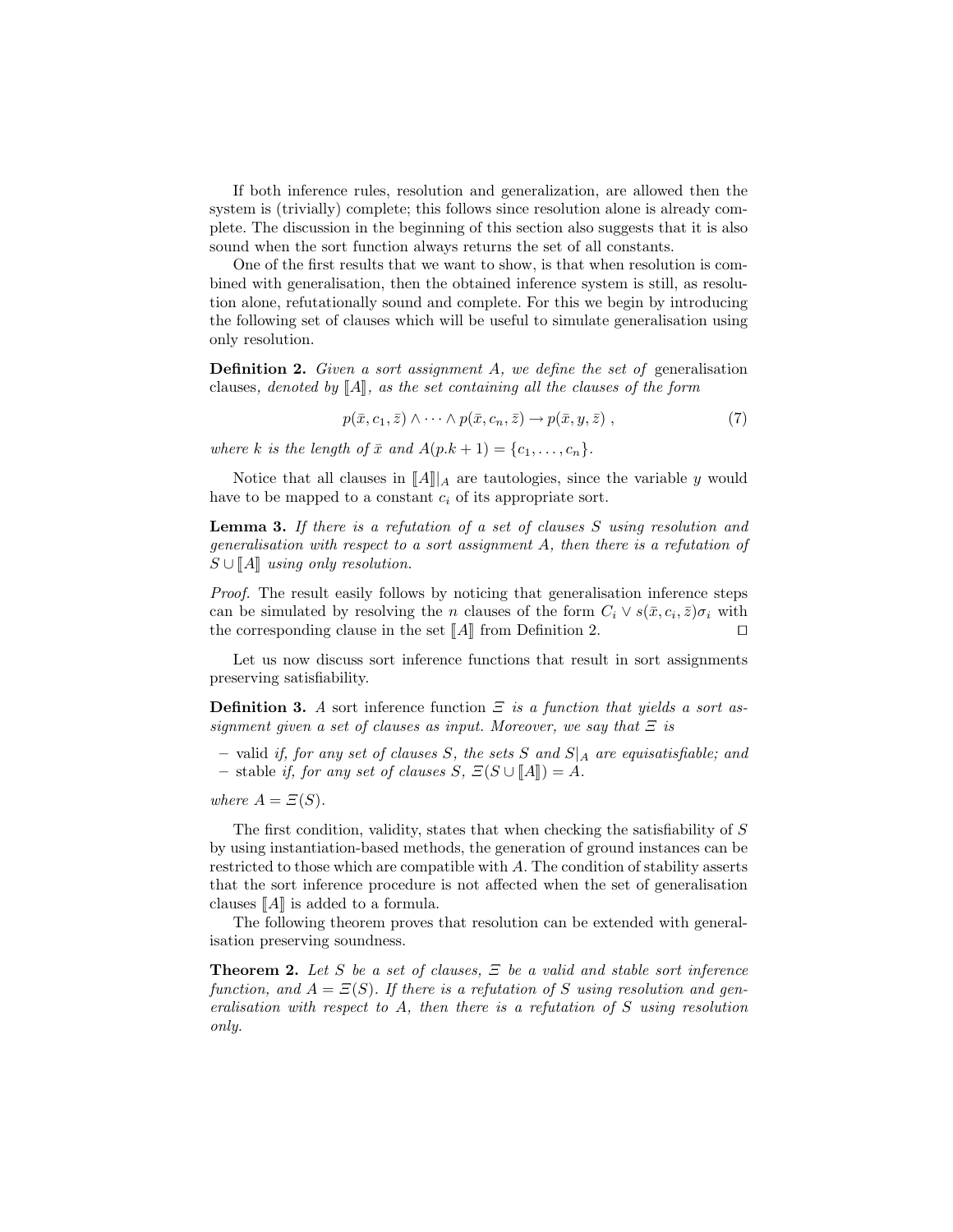If both inference rules, resolution and generalization, are allowed then the system is (trivially) complete; this follows since resolution alone is already complete. The discussion in the beginning of this section also suggests that it is also sound when the sort function always returns the set of all constants.

One of the first results that we want to show, is that when resolution is combined with generalisation, then the obtained inference system is still, as resolution alone, refutationally sound and complete. For this we begin by introducing the following set of clauses which will be useful to simulate generalisation using only resolution.

**Definition 2.** *Given a sort assignment $A$, we define the set of* generalisation clauses*, denoted by $[\![A]\!]$, as the set containing all the clauses of the form*

$$p(\bar{x}, c_1, \bar{z}) \wedge \cdots \wedge p(\bar{x}, c_n, \bar{z}) \rightarrow p(\bar{x}, y, \bar{z}) \ , \tag{7}$$

*where $k$ is the length of $\bar{x}$ and $A(p.k+1) = \{c_1, \ldots, c_n\}$.*

Notice that all clauses in $[\![A]\!]|_A$ are tautologies, since the variable $y$ would have to be mapped to a constant $c_i$ of its appropriate sort.

**Lemma 3.** *If there is a refutation of a set of clauses $S$ using resolution and generalisation with respect to a sort assignment $A$, then there is a refutation of $S \cup [\![A]\!]$ using only resolution.*

*Proof.* The result easily follows by noticing that generalisation inference steps can be simulated by resolving the $n$ clauses of the form $C_i \vee s(\bar{x}, c_i, \bar{z})\sigma_i$ with the corresponding clause in the set $[\![A]\!]$ from Definition 2. ⊓⊔

Let us now discuss sort inference functions that result in sort assignments preserving satisfiability.

**Definition 3.** *A* sort inference function *$\Xi$ is a function that yields a sort assignment given a set of clauses as input. Moreover, we say that $\Xi$ is*

- valid *if, for any set of clauses $S$, the sets $S$ and $S|_A$ are equisatisfiable; and*
- stable *if, for any set of clauses $S$, $\Xi(S \cup [\![A]\!]) = A$.*

*where $A = \Xi(S)$.*

The first condition, validity, states that when checking the satisfiability of $S$ by using instantiation-based methods, the generation of ground instances can be restricted to those which are compatible with $A$. The condition of stability asserts that the sort inference procedure is not affected when the set of generalisation clauses $[\![A]\!]$ is added to a formula.

The following theorem proves that resolution can be extended with generalisation preserving soundness.

**Theorem 2.** *Let $S$ be a set of clauses, $\Xi$ be a valid and stable sort inference function, and $A = \Xi(S)$. If there is a refutation of $S$ using resolution and generalisation with respect to $A$, then there is a refutation of $S$ using resolution only.*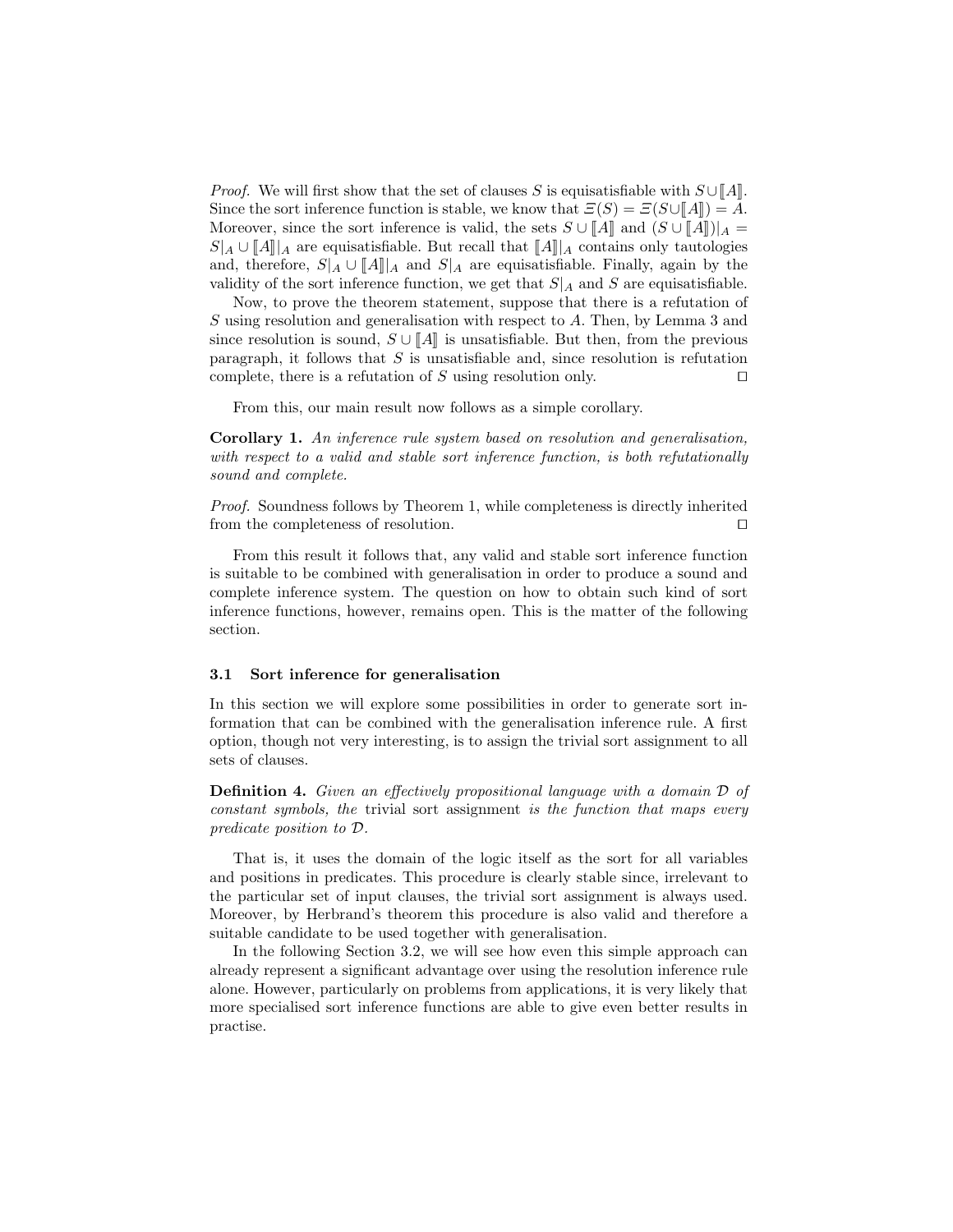*Proof.* We will first show that the set of clauses $S$ is equisatisfiable with $S \cup [\![A]\!]$. Since the sort inference function is stable, we know that $\Xi(S) = \Xi(S \cup [\![A]\!]) = A$. Moreover, since the sort inference is valid, the sets $S \cup [\![A]\!]$ and $(S \cup [\![A]\!])|_A = S|_A \cup [\![A]\!]|_A$ are equisatisfiable. But recall that $[\![A]\!]|_A$ contains only tautologies and, therefore, $S|_A \cup [\![A]\!]|_A$ and $S|_A$ are equisatisfiable. Finally, again by the validity of the sort inference function, we get that $S|_A$ and $S$ are equisatisfiable.

Now, to prove the theorem statement, suppose that there is a refutation of $S$ using resolution and generalisation with respect to $A$. Then, by Lemma 3 and since resolution is sound, $S \cup [\![A]\!]$ is unsatisfiable. But then, from the previous paragraph, it follows that $S$ is unsatisfiable and, since resolution is refutation complete, there is a refutation of $S$ using resolution only. ☐

From this, our main result now follows as a simple corollary.

**Corollary 1.** *An inference rule system based on resolution and generalisation, with respect to a valid and stable sort inference function, is both refutationally sound and complete.*

*Proof.* Soundness follows by Theorem 1, while completeness is directly inherited from the completeness of resolution. ☐

From this result it follows that, any valid and stable sort inference function is suitable to be combined with generalisation in order to produce a sound and complete inference system. The question on how to obtain such kind of sort inference functions, however, remains open. This is the matter of the following section.

### 3.1 Sort inference for generalisation

In this section we will explore some possibilities in order to generate sort information that can be combined with the generalisation inference rule. A first option, though not very interesting, is to assign the trivial sort assignment to all sets of clauses.

**Definition 4.** *Given an effectively propositional language with a domain $\mathcal{D}$ of constant symbols, the* trivial sort assignment *is the function that maps every predicate position to $\mathcal{D}$.*

That is, it uses the domain of the logic itself as the sort for all variables and positions in predicates. This procedure is clearly stable since, irrelevant to the particular set of input clauses, the trivial sort assignment is always used. Moreover, by Herbrand's theorem this procedure is also valid and therefore a suitable candidate to be used together with generalisation.

In the following Section 3.2, we will see how even this simple approach can already represent a significant advantage over using the resolution inference rule alone. However, particularly on problems from applications, it is very likely that more specialised sort inference functions are able to give even better results in practise.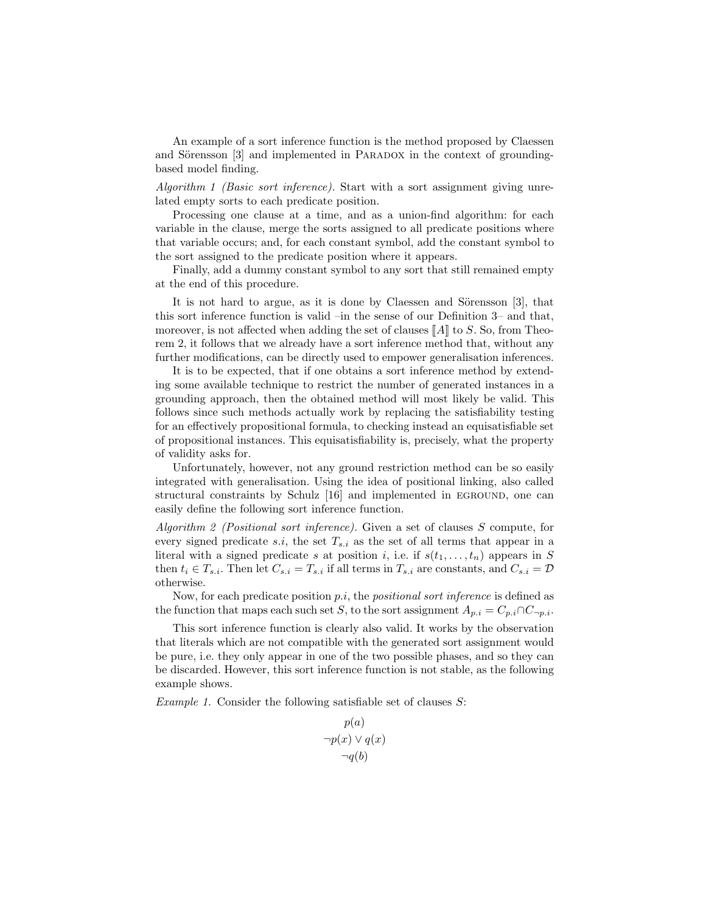An example of a sort inference function is the method proposed by Claessen and Sörensson [3] and implemented in PARADOX in the context of grounding-based model finding.

*Algorithm 1 (Basic sort inference).* Start with a sort assignment giving unrelated empty sorts to each predicate position.

Processing one clause at a time, and as a union-find algorithm: for each variable in the clause, merge the sorts assigned to all predicate positions where that variable occurs; and, for each constant symbol, add the constant symbol to the sort assigned to the predicate position where it appears.

Finally, add a dummy constant symbol to any sort that still remained empty at the end of this procedure.

It is not hard to argue, as it is done by Claessen and Sörensson [3], that this sort inference function is valid –in the sense of our Definition 3– and that, moreover, is not affected when adding the set of clauses $[\![A]\!]$ to $S$. So, from Theorem 2, it follows that we already have a sort inference method that, without any further modifications, can be directly used to empower generalisation inferences.

It is to be expected, that if one obtains a sort inference method by extending some available technique to restrict the number of generated instances in a grounding approach, then the obtained method will most likely be valid. This follows since such methods actually work by replacing the satisfiability testing for an effectively propositional formula, to checking instead an equisatisfiable set of propositional instances. This equisatisfiability is, precisely, what the property of validity asks for.

Unfortunately, however, not any ground restriction method can be so easily integrated with generalisation. Using the idea of positional linking, also called structural constraints by Schulz [16] and implemented in EGROUND, one can easily define the following sort inference function.

*Algorithm 2 (Positional sort inference).* Given a set of clauses $S$ compute, for every signed predicate $s.i$, the set $T_{s.i}$ as the set of all terms that appear in a literal with a signed predicate $s$ at position $i$, i.e. if $s(t_1, \ldots, t_n)$ appears in $S$ then $t_i \in T_{s.i}$. Then let $C_{s.i} = T_{s.i}$ if all terms in $T_{s.i}$ are constants, and $C_{s.i} = \mathcal{D}$ otherwise.

Now, for each predicate position $p.i$, the *positional sort inference* is defined as the function that maps each such set $S$, to the sort assignment $A_{p.i} = C_{p.i} \cap C_{\neg p.i}$.

This sort inference function is clearly also valid. It works by the observation that literals which are not compatible with the generated sort assignment would be pure, i.e. they only appear in one of the two possible phases, and so they can be discarded. However, this sort inference function is not stable, as the following example shows.

*Example 1.* Consider the following satisfiable set of clauses $S$:

$$p(a)$$
$$\neg p(x) \vee q(x)$$
$$\neg q(b)$$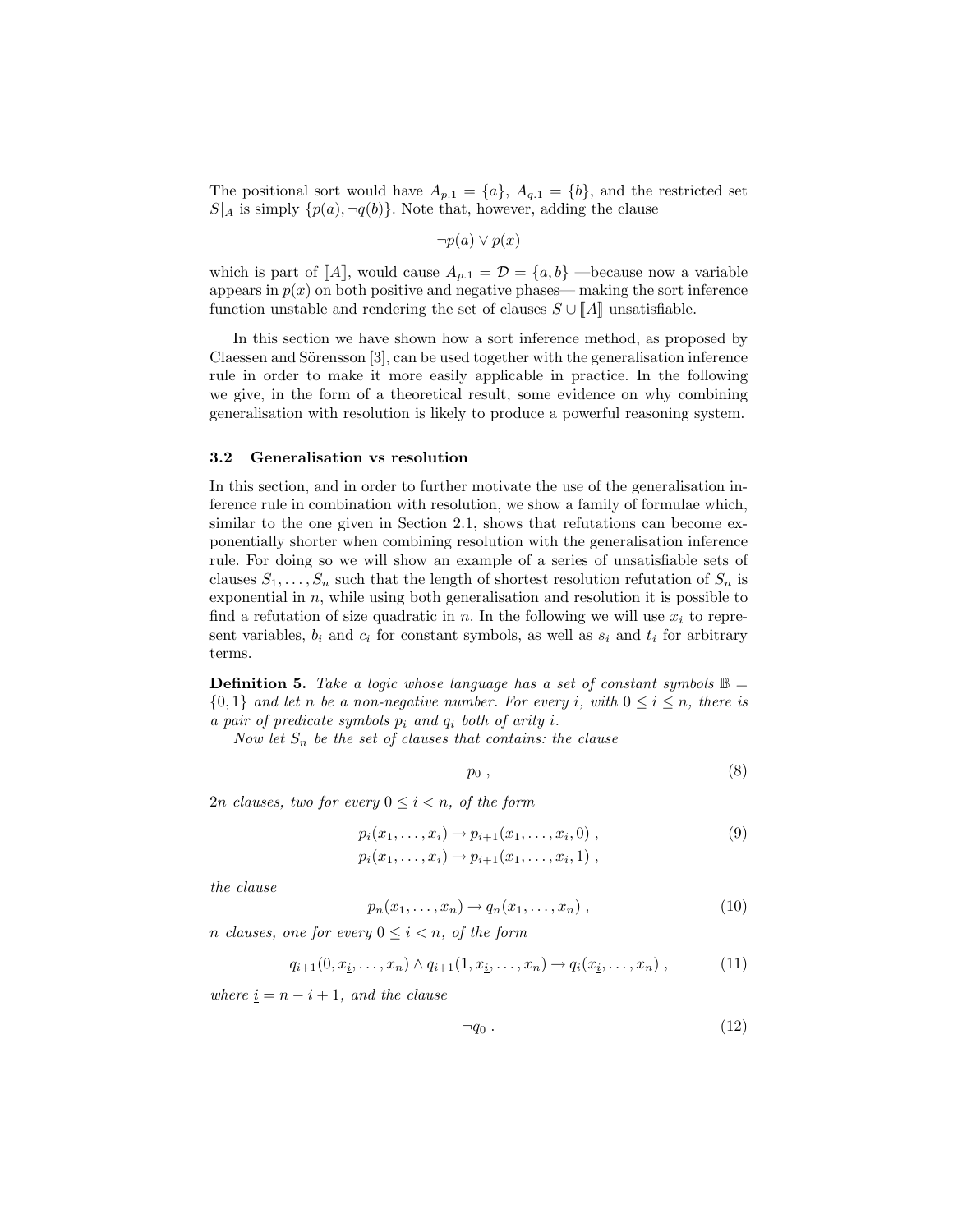The positional sort would have $A_{p.1} = \{a\}$, $A_{q.1} = \{b\}$, and the restricted set $S|_A$ is simply $\{p(a), \neg q(b)\}$. Note that, however, adding the clause

$$\neg p(a) \vee p(x)$$

which is part of $[\![A]\!]$, would cause $A_{p.1} = \mathcal{D} = \{a, b\}$ —because now a variable appears in $p(x)$ on both positive and negative phases— making the sort inference function unstable and rendering the set of clauses $S \cup [\![A]\!]$ unsatisfiable.

In this section we have shown how a sort inference method, as proposed by Claessen and Sörensson [3], can be used together with the generalisation inference rule in order to make it more easily applicable in practice. In the following we give, in the form of a theoretical result, some evidence on why combining generalisation with resolution is likely to produce a powerful reasoning system.

### 3.2 Generalisation vs resolution

In this section, and in order to further motivate the use of the generalisation inference rule in combination with resolution, we show a family of formulae which, similar to the one given in Section 2.1, shows that refutations can become exponentially shorter when combining resolution with the generalisation inference rule. For doing so we will show an example of a series of unsatisfiable sets of clauses $S_1, \ldots, S_n$ such that the length of shortest resolution refutation of $S_n$ is exponential in $n$, while using both generalisation and resolution it is possible to find a refutation of size quadratic in $n$. In the following we will use $x_i$ to represent variables, $b_i$ and $c_i$ for constant symbols, as well as $s_i$ and $t_i$ for arbitrary terms.

**Definition 5.** *Take a logic whose language has a set of constant symbols $\mathbb{B} = \{0, 1\}$ and let $n$ be a non-negative number. For every $i$, with $0 \leq i \leq n$, there is a pair of predicate symbols $p_i$ and $q_i$ both of arity $i$.*

*Now let $S_n$ be the set of clauses that contains: the clause*

$$p_0 \; , \tag{8}$$

*$2n$ clauses, two for every $0 \leq i < n$, of the form*

$$\begin{aligned} p_i(x_1, \ldots, x_i) &\to p_{i+1}(x_1, \ldots, x_i, 0) \; , \\ p_i(x_1, \ldots, x_i) &\to p_{i+1}(x_1, \ldots, x_i, 1) \; , \end{aligned} \tag{9}$$

*the clause*

$$p_n(x_1, \ldots, x_n) \to q_n(x_1, \ldots, x_n) \; , \tag{10}$$

*$n$ clauses, one for every $0 \leq i < n$, of the form*

$$q_{i+1}(0, x_{\underline{i}}, \ldots, x_n) \wedge q_{i+1}(1, x_{\underline{i}}, \ldots, x_n) \to q_i(x_{\underline{i}}, \ldots, x_n) \; , \tag{11}$$

*where $\underline{i} = n - i + 1$, and the clause*

$$\neg q_0 \; . \tag{12}$$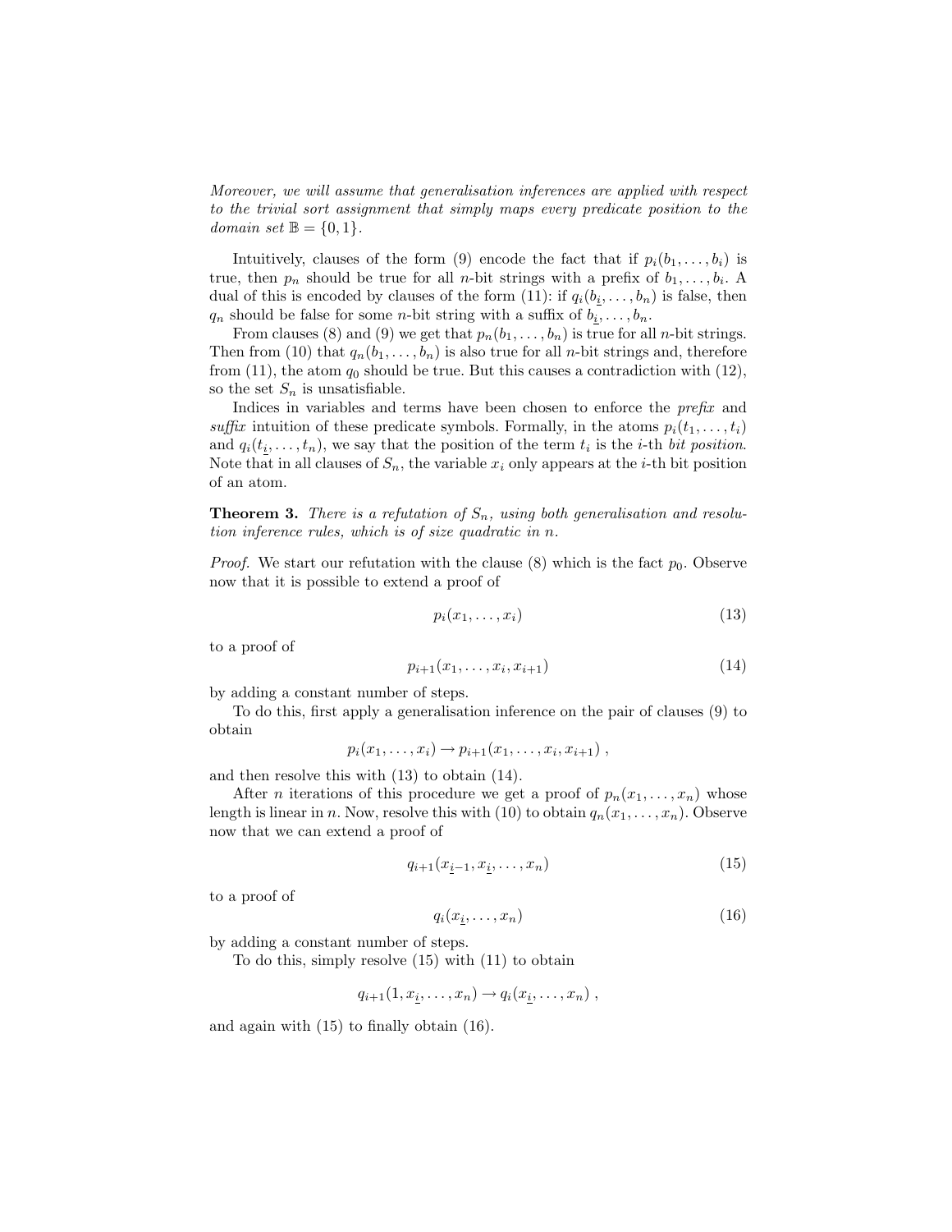*Moreover, we will assume that generalisation inferences are applied with respect to the trivial sort assignment that simply maps every predicate position to the domain set $\mathbb{B} = \{0, 1\}$.*

Intuitively, clauses of the form (9) encode the fact that if $p_i(b_1, \ldots, b_i)$ is true, then $p_n$ should be true for all $n$-bit strings with a prefix of $b_1, \ldots, b_i$. A dual of this is encoded by clauses of the form (11): if $q_i(b_{\underline{i}}, \ldots, b_n)$ is false, then $q_n$ should be false for some $n$-bit string with a suffix of $b_{\underline{i}}, \ldots, b_n$.

From clauses (8) and (9) we get that $p_n(b_1, \ldots, b_n)$ is true for all $n$-bit strings. Then from (10) that $q_n(b_1, \ldots, b_n)$ is also true for all $n$-bit strings and, therefore from (11), the atom $q_0$ should be true. But this causes a contradiction with (12), so the set $S_n$ is unsatisfiable.

Indices in variables and terms have been chosen to enforce the *prefix* and *suffix* intuition of these predicate symbols. Formally, in the atoms $p_i(t_1, \ldots, t_i)$ and $q_i(t_{\underline{i}}, \ldots, t_n)$, we say that the position of the term $t_i$ is the $i$-th *bit position*. Note that in all clauses of $S_n$, the variable $x_i$ only appears at the $i$-th bit position of an atom.

**Theorem 3.** *There is a refutation of $S_n$, using both generalisation and resolution inference rules, which is of size quadratic in $n$.*

*Proof.* We start our refutation with the clause (8) which is the fact $p_0$. Observe now that it is possible to extend a proof of

$$p_i(x_1, \ldots, x_i) \tag{13}$$

to a proof of

$$p_{i+1}(x_1, \ldots, x_i, x_{i+1}) \tag{14}$$

by adding a constant number of steps.

To do this, first apply a generalisation inference on the pair of clauses (9) to obtain

$$p_i(x_1, \ldots, x_i) \to p_{i+1}(x_1, \ldots, x_i, x_{i+1}) \ ,$$

and then resolve this with (13) to obtain (14).

After $n$ iterations of this procedure we get a proof of $p_n(x_1, \ldots, x_n)$ whose length is linear in $n$. Now, resolve this with (10) to obtain $q_n(x_1, \ldots, x_n)$. Observe now that we can extend a proof of

$$q_{i+1}(x_{\underline{i}-1}, x_{\underline{i}}, \ldots, x_n) \tag{15}$$

to a proof of

$$q_i(x_{\underline{i}}, \ldots, x_n) \tag{16}$$

by adding a constant number of steps.

To do this, simply resolve (15) with (11) to obtain

$$q_{i+1}(1, x_{\underline{i}}, \ldots, x_n) \to q_i(x_{\underline{i}}, \ldots, x_n) \ ,$$

and again with (15) to finally obtain (16).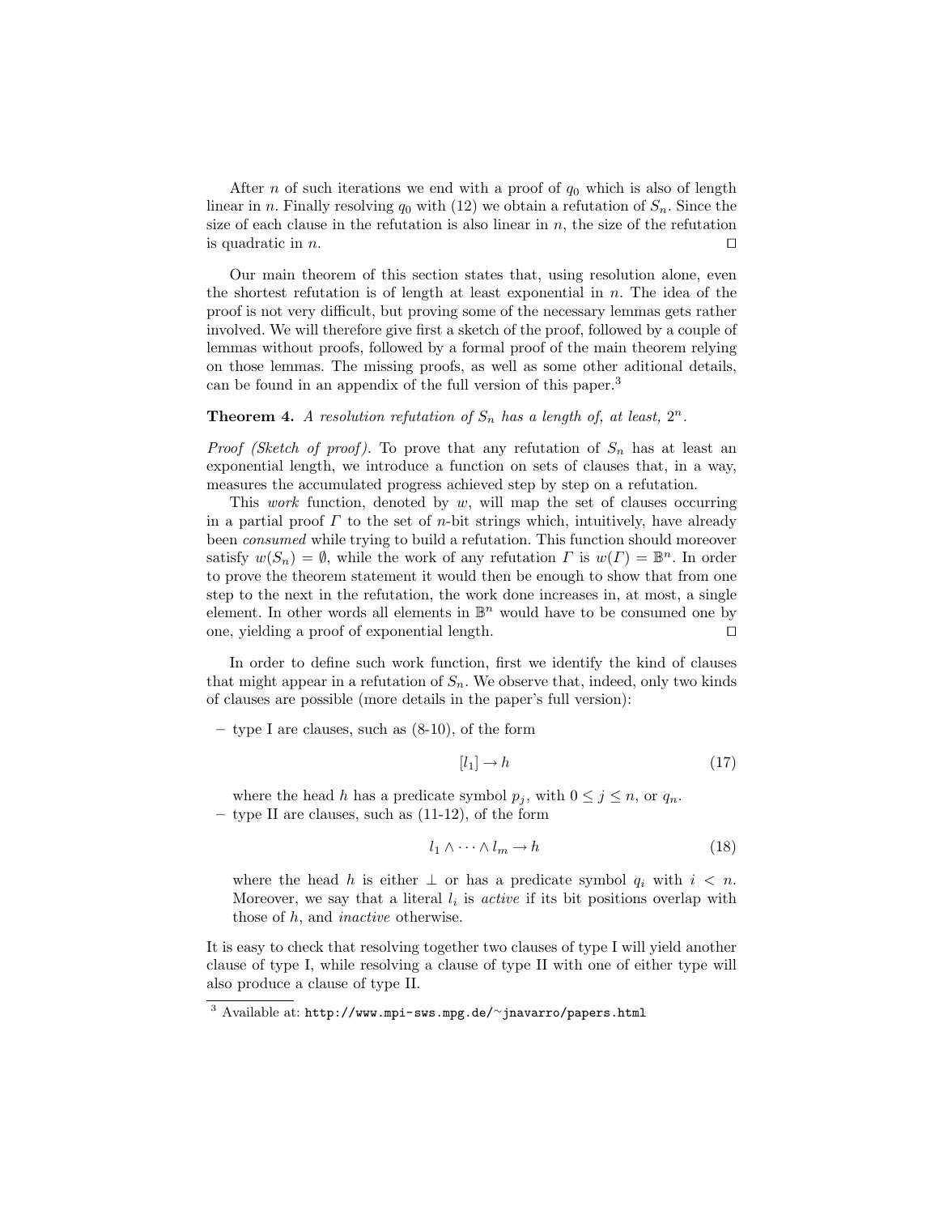After $n$ of such iterations we end with a proof of $q_0$ which is also of length linear in $n$. Finally resolving $q_0$ with (12) we obtain a refutation of $S_n$. Since the size of each clause in the refutation is also linear in $n$, the size of the refutation is quadratic in $n$. $\square$

Our main theorem of this section states that, using resolution alone, even the shortest refutation is of length at least exponential in $n$. The idea of the proof is not very difficult, but proving some of the necessary lemmas gets rather involved. We will therefore give first a sketch of the proof, followed by a couple of lemmas without proofs, followed by a formal proof of the main theorem relying on those lemmas. The missing proofs, as well as some other aditional details, can be found in an appendix of the full version of this paper.[3]

**Theorem 4.** *A resolution refutation of $S_n$ has a length of, at least, $2^n$.*

*Proof (Sketch of proof).* To prove that any refutation of $S_n$ has at least an exponential length, we introduce a function on sets of clauses that, in a way, measures the accumulated progress achieved step by step on a refutation.

This *work* function, denoted by $w$, will map the set of clauses occurring in a partial proof $\Gamma$ to the set of $n$-bit strings which, intuitively, have already been *consumed* while trying to build a refutation. This function should moreover satisfy $w(S_n) = \emptyset$, while the work of any refutation $\Gamma$ is $w(\Gamma) = \mathbb{B}^n$. In order to prove the theorem statement it would then be enough to show that from one step to the next in the refutation, the work done increases in, at most, a single element. In other words all elements in $\mathbb{B}^n$ would have to be consumed one by one, yielding a proof of exponential length. $\square$

In order to define such work function, first we identify the kind of clauses that might appear in a refutation of $S_n$. We observe that, indeed, only two kinds of clauses are possible (more details in the paper's full version):

- type I are clauses, such as (8-10), of the form

$$[l_1] \to h \tag{17}$$

  where the head $h$ has a predicate symbol $p_j$, with $0 \le j \le n$, or $q_n$.
- type II are clauses, such as (11-12), of the form

$$l_1 \wedge \cdots \wedge l_m \to h \tag{18}$$

  where the head $h$ is either $\bot$ or has a predicate symbol $q_i$ with $i < n$. Moreover, we say that a literal $l_i$ is *active* if its bit positions overlap with those of $h$, and *inactive* otherwise.

It is easy to check that resolving together two clauses of type I will yield another clause of type I, while resolving a clause of type II with one of either type will also produce a clause of type II.

[3] Available at: http://www.mpi-sws.mpg.de/~jnavarro/papers.html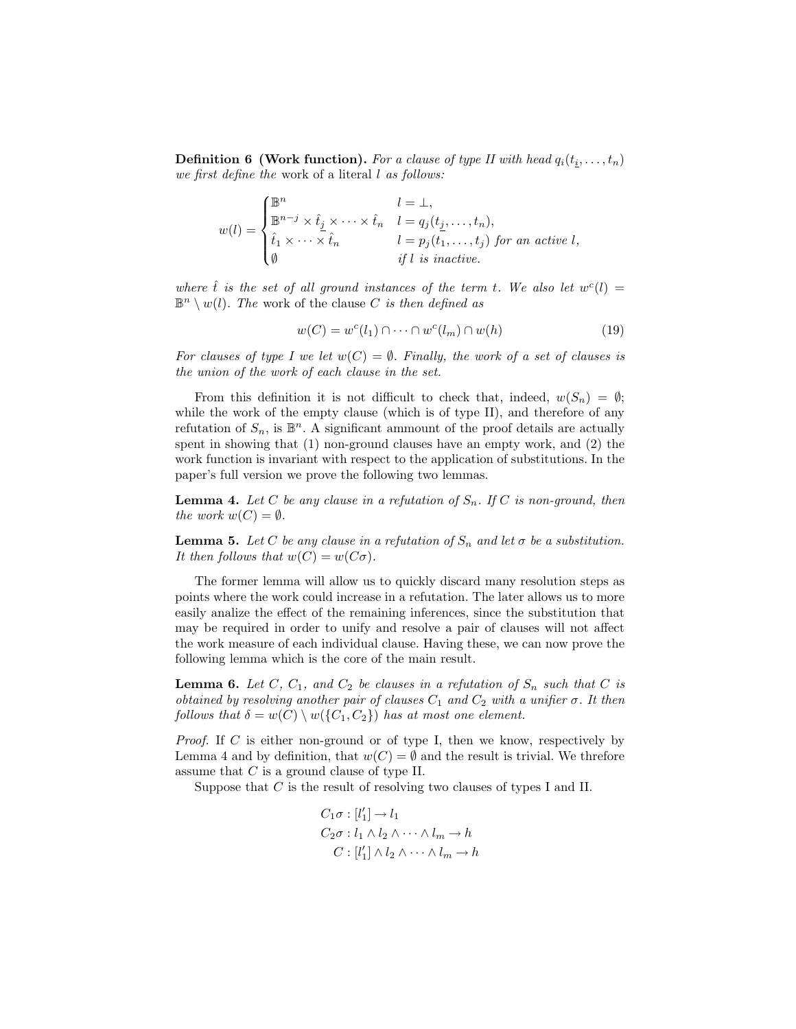**Definition 6 (Work function).** *For a clause of type II with head $q_i(t_{\underline{i}}, \ldots, t_n)$ we first define the* work of a literal $l$ *as follows:*

$$w(l) = \begin{cases} \mathbb{B}^n & l = \bot, \\ \mathbb{B}^{n-j} \times \hat{t}_{\underline{j}} \times \cdots \times \hat{t}_n & l = q_j(t_{\underline{j}}, \ldots, t_n), \\ \hat{t}_1 \times \cdots \times \hat{t}_n & l = p_j(t_1, \ldots, t_j) \text{ for an active } l, \\ \emptyset & \text{if } l \text{ is inactive.} \end{cases}$$

*where $\hat{t}$ is the set of all ground instances of the term $t$. We also let $w^c(l) = \mathbb{B}^n \setminus w(l)$. The* work of the clause $C$ *is then defined as*

$$w(C) = w^c(l_1) \cap \cdots \cap w^c(l_m) \cap w(h) \tag{19}$$

*For clauses of type I we let $w(C) = \emptyset$. Finally, the work of a set of clauses is the union of the work of each clause in the set.*

From this definition it is not difficult to check that, indeed, $w(S_n) = \emptyset$; while the work of the empty clause (which is of type II), and therefore of any refutation of $S_n$, is $\mathbb{B}^n$. A significant ammount of the proof details are actually spent in showing that (1) non-ground clauses have an empty work, and (2) the work function is invariant with respect to the application of substitutions. In the paper's full version we prove the following two lemmas.

**Lemma 4.** *Let $C$ be any clause in a refutation of $S_n$. If $C$ is non-ground, then the work $w(C) = \emptyset$.*

**Lemma 5.** *Let $C$ be any clause in a refutation of $S_n$ and let $\sigma$ be a substitution. It then follows that $w(C) = w(C\sigma)$.*

The former lemma will allow us to quickly discard many resolution steps as points where the work could increase in a refutation. The later allows us to more easily analize the effect of the remaining inferences, since the substitution that may be required in order to unify and resolve a pair of clauses will not affect the work measure of each individual clause. Having these, we can now prove the following lemma which is the core of the main result.

**Lemma 6.** *Let $C$, $C_1$, and $C_2$ be clauses in a refutation of $S_n$ such that $C$ is obtained by resolving another pair of clauses $C_1$ and $C_2$ with a unifier $\sigma$. It then follows that $\delta = w(C) \setminus w(\{C_1, C_2\})$ has at most one element.*

*Proof.* If $C$ is either non-ground or of type I, then we know, respectively by Lemma 4 and by definition, that $w(C) = \emptyset$ and the result is trivial. We threfore assume that $C$ is a ground clause of type II.

Suppose that $C$ is the result of resolving two clauses of types I and II.

$$\begin{aligned} C_1\sigma &: [l'_1] \to l_1 \\ C_2\sigma &: l_1 \wedge l_2 \wedge \cdots \wedge l_m \to h \\ C &: [l'_1] \wedge l_2 \wedge \cdots \wedge l_m \to h \end{aligned}$$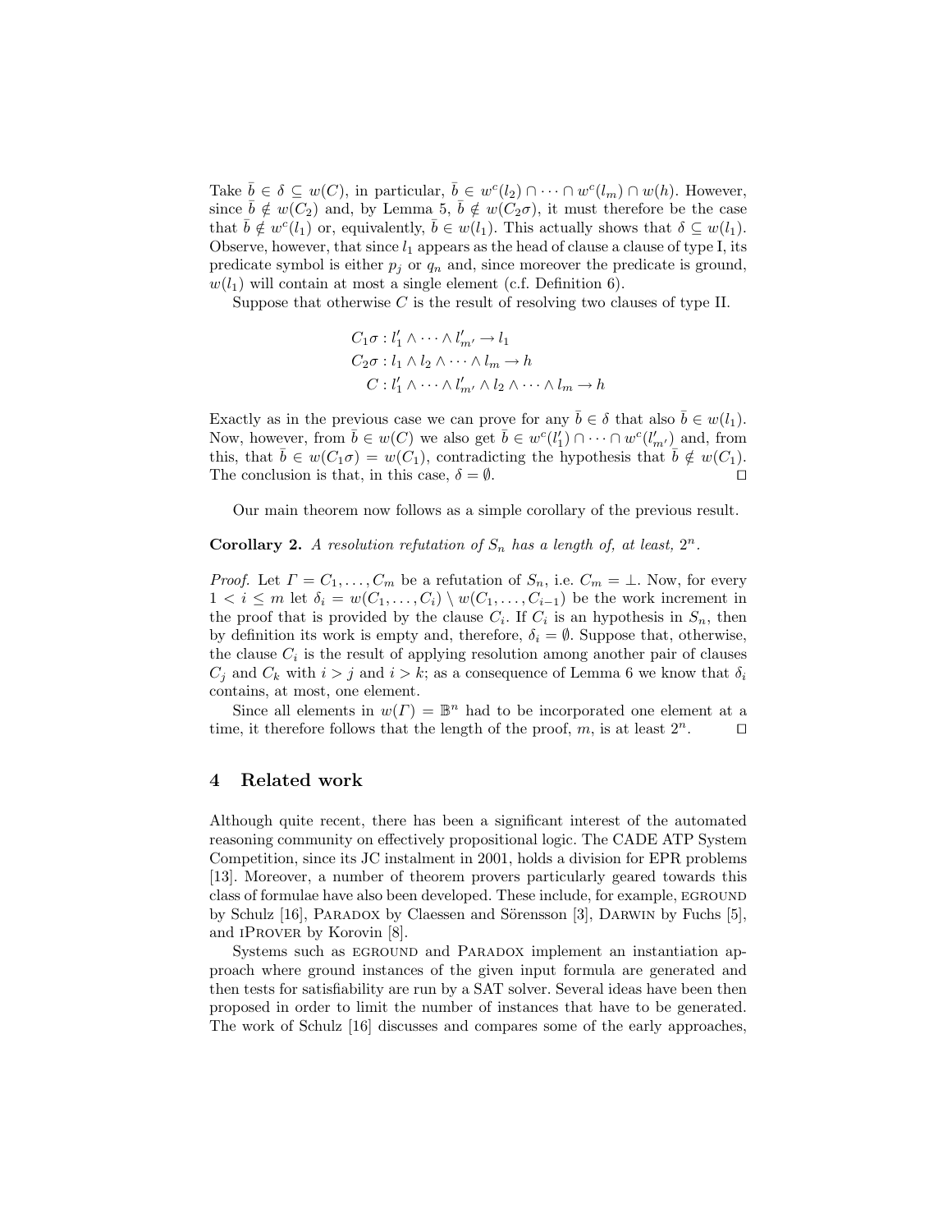Take $\bar{b} \in \delta \subseteq w(C)$, in particular, $\bar{b} \in w^c(l_2) \cap \cdots \cap w^c(l_m) \cap w(h)$. However, since $\bar{b} \notin w(C_2)$ and, by Lemma 5, $\bar{b} \notin w(C_2\sigma)$, it must therefore be the case that $\bar{b} \notin w^c(l_1)$ or, equivalently, $\bar{b} \in w(l_1)$. This actually shows that $\delta \subseteq w(l_1)$. Observe, however, that since $l_1$ appears as the head of clause a clause of type I, its predicate symbol is either $p_j$ or $q_n$ and, since moreover the predicate is ground, $w(l_1)$ will contain at most a single element (c.f. Definition 6).

Suppose that otherwise $C$ is the result of resolving two clauses of type II.

$$
\begin{aligned}
C_1\sigma &: l'_1 \wedge \cdots \wedge l'_{m'} \rightarrow l_1 \\
C_2\sigma &: l_1 \wedge l_2 \wedge \cdots \wedge l_m \rightarrow h \\
C &: l'_1 \wedge \cdots \wedge l'_{m'} \wedge l_2 \wedge \cdots \wedge l_m \rightarrow h
\end{aligned}
$$

Exactly as in the previous case we can prove for any $\bar{b} \in \delta$ that also $\bar{b} \in w(l_1)$. Now, however, from $\bar{b} \in w(C)$ we also get $\bar{b} \in w^c(l'_1) \cap \cdots \cap w^c(l'_{m'})$ and, from this, that $\bar{b} \in w(C_1\sigma) = w(C_1)$, contradicting the hypothesis that $\bar{b} \notin w(C_1)$. The conclusion is that, in this case, $\delta = \emptyset$. $\square$

Our main theorem now follows as a simple corollary of the previous result.

**Corollary 2.** *A resolution refutation of $S_n$ has a length of, at least, $2^n$.*

*Proof.* Let $\Gamma = C_1, \ldots, C_m$ be a refutation of $S_n$, i.e. $C_m = \bot$. Now, for every $1 < i \leq m$ let $\delta_i = w(C_1, \ldots, C_i) \setminus w(C_1, \ldots, C_{i-1})$ be the work increment in the proof that is provided by the clause $C_i$. If $C_i$ is an hypothesis in $S_n$, then by definition its work is empty and, therefore, $\delta_i = \emptyset$. Suppose that, otherwise, the clause $C_i$ is the result of applying resolution among another pair of clauses $C_j$ and $C_k$ with $i > j$ and $i > k$; as a consequence of Lemma 6 we know that $\delta_i$ contains, at most, one element.

Since all elements in $w(\Gamma) = \mathbb{B}^n$ had to be incorporated one element at a time, it therefore follows that the length of the proof, $m$, is at least $2^n$. $\square$

## 4 Related work

Although quite recent, there has been a significant interest of the automated reasoning community on effectively propositional logic. The CADE ATP System Competition, since its JC instalment in 2001, holds a division for EPR problems [13]. Moreover, a number of theorem provers particularly geared towards this class of formulae have also been developed. These include, for example, EGROUND by Schulz [16], PARADOX by Claessen and Sörensson [3], DARWIN by Fuchs [5], and IPROVER by Korovin [8].

Systems such as EGROUND and PARADOX implement an instantiation approach where ground instances of the given input formula are generated and then tests for satisfiability are run by a SAT solver. Several ideas have been then proposed in order to limit the number of instances that have to be generated. The work of Schulz [16] discusses and compares some of the early approaches,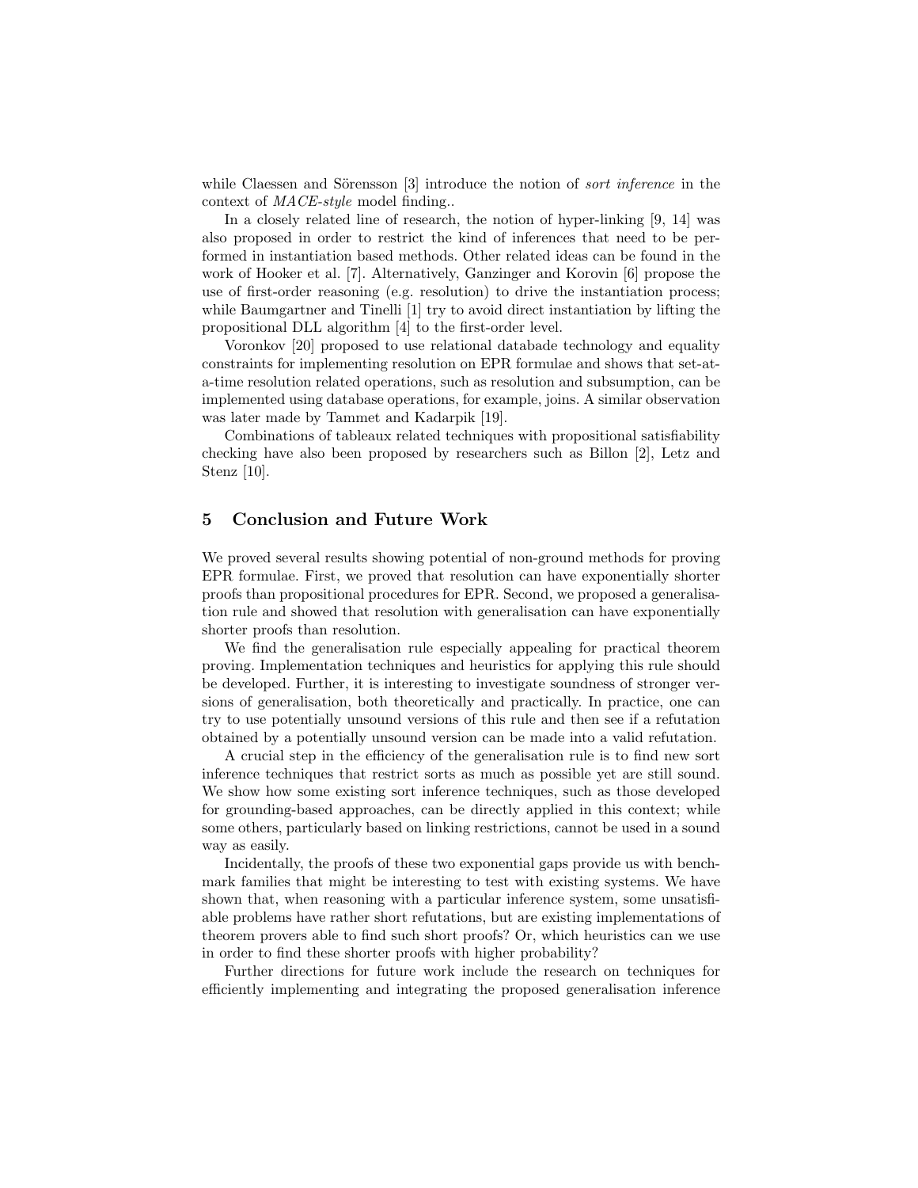while Claessen and Sörensson [3] introduce the notion of *sort inference* in the context of *MACE-style* model finding..

In a closely related line of research, the notion of hyper-linking [9, 14] was also proposed in order to restrict the kind of inferences that need to be performed in instantiation based methods. Other related ideas can be found in the work of Hooker et al. [7]. Alternatively, Ganzinger and Korovin [6] propose the use of first-order reasoning (e.g. resolution) to drive the instantiation process; while Baumgartner and Tinelli [1] try to avoid direct instantiation by lifting the propositional DLL algorithm [4] to the first-order level.

Voronkov [20] proposed to use relational databade technology and equality constraints for implementing resolution on EPR formulae and shows that set-at-a-time resolution related operations, such as resolution and subsumption, can be implemented using database operations, for example, joins. A similar observation was later made by Tammet and Kadarpik [19].

Combinations of tableaux related techniques with propositional satisfiability checking have also been proposed by researchers such as Billon [2], Letz and Stenz [10].

## 5 Conclusion and Future Work

We proved several results showing potential of non-ground methods for proving EPR formulae. First, we proved that resolution can have exponentially shorter proofs than propositional procedures for EPR. Second, we proposed a generalisation rule and showed that resolution with generalisation can have exponentially shorter proofs than resolution.

We find the generalisation rule especially appealing for practical theorem proving. Implementation techniques and heuristics for applying this rule should be developed. Further, it is interesting to investigate soundness of stronger versions of generalisation, both theoretically and practically. In practice, one can try to use potentially unsound versions of this rule and then see if a refutation obtained by a potentially unsound version can be made into a valid refutation.

A crucial step in the efficiency of the generalisation rule is to find new sort inference techniques that restrict sorts as much as possible yet are still sound. We show how some existing sort inference techniques, such as those developed for grounding-based approaches, can be directly applied in this context; while some others, particularly based on linking restrictions, cannot be used in a sound way as easily.

Incidentally, the proofs of these two exponential gaps provide us with benchmark families that might be interesting to test with existing systems. We have shown that, when reasoning with a particular inference system, some unsatisfiable problems have rather short refutations, but are existing implementations of theorem provers able to find such short proofs? Or, which heuristics can we use in order to find these shorter proofs with higher probability?

Further directions for future work include the research on techniques for efficiently implementing and integrating the proposed generalisation inference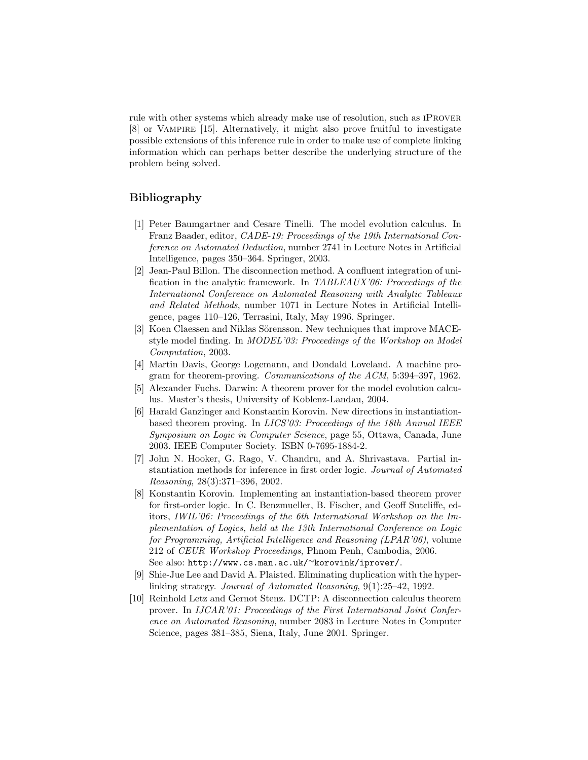rule with other systems which already make use of resolution, such as iProver [8] or Vampire [15]. Alternatively, it might also prove fruitful to investigate possible extensions of this inference rule in order to make use of complete linking information which can perhaps better describe the underlying structure of the problem being solved.

## Bibliography

[1] Peter Baumgartner and Cesare Tinelli. The model evolution calculus. In Franz Baader, editor, *CADE-19: Proceedings of the 19th International Conference on Automated Deduction*, number 2741 in Lecture Notes in Artificial Intelligence, pages 350–364. Springer, 2003.

[2] Jean-Paul Billon. The disconnection method. A confluent integration of unification in the analytic framework. In *TABLEAUX'06: Proceedings of the International Conference on Automated Reasoning with Analytic Tableaux and Related Methods*, number 1071 in Lecture Notes in Artificial Intelligence, pages 110–126, Terrasini, Italy, May 1996. Springer.

[3] Koen Claessen and Niklas Sörensson. New techniques that improve MACE-style model finding. In *MODEL'03: Proceedings of the Workshop on Model Computation*, 2003.

[4] Martin Davis, George Logemann, and Dondald Loveland. A machine program for theorem-proving. *Communications of the ACM*, 5:394–397, 1962.

[5] Alexander Fuchs. Darwin: A theorem prover for the model evolution calculus. Master's thesis, University of Koblenz-Landau, 2004.

[6] Harald Ganzinger and Konstantin Korovin. New directions in instantiation-based theorem proving. In *LICS'03: Proceedings of the 18th Annual IEEE Symposium on Logic in Computer Science*, page 55, Ottawa, Canada, June 2003. IEEE Computer Society. ISBN 0-7695-1884-2.

[7] John N. Hooker, G. Rago, V. Chandru, and A. Shrivastava. Partial instantiation methods for inference in first order logic. *Journal of Automated Reasoning*, 28(3):371–396, 2002.

[8] Konstantin Korovin. Implementing an instantiation-based theorem prover for first-order logic. In C. Benzmueller, B. Fischer, and Geoff Sutcliffe, editors, *IWIL'06: Proceedings of the 6th International Workshop on the Implementation of Logics, held at the 13th International Conference on Logic for Programming, Artificial Intelligence and Reasoning (LPAR'06)*, volume 212 of *CEUR Workshop Proceedings*, Phnom Penh, Cambodia, 2006. See also: `http://www.cs.man.ac.uk/~korovink/iprover/`.

[9] Shie-Jue Lee and David A. Plaisted. Eliminating duplication with the hyper-linking strategy. *Journal of Automated Reasoning*, 9(1):25–42, 1992.

[10] Reinhold Letz and Gernot Stenz. DCTP: A disconnection calculus theorem prover. In *IJCAR'01: Proceedings of the First International Joint Conference on Automated Reasoning*, number 2083 in Lecture Notes in Computer Science, pages 381–385, Siena, Italy, June 2001. Springer.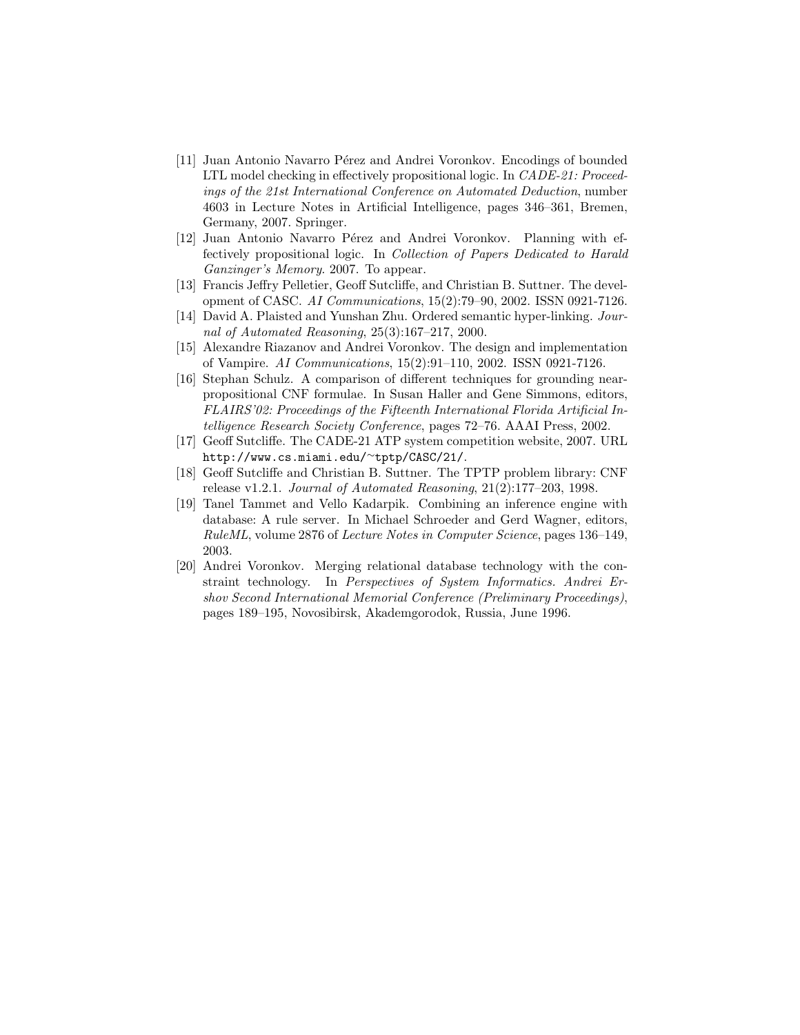[11] Juan Antonio Navarro Pérez and Andrei Voronkov. Encodings of bounded LTL model checking in effectively propositional logic. In *CADE-21: Proceedings of the 21st International Conference on Automated Deduction*, number 4603 in Lecture Notes in Artificial Intelligence, pages 346–361, Bremen, Germany, 2007. Springer.

[12] Juan Antonio Navarro Pérez and Andrei Voronkov. Planning with effectively propositional logic. In *Collection of Papers Dedicated to Harald Ganzinger's Memory*. 2007. To appear.

[13] Francis Jeffry Pelletier, Geoff Sutcliffe, and Christian B. Suttner. The development of CASC. *AI Communications*, 15(2):79–90, 2002. ISSN 0921-7126.

[14] David A. Plaisted and Yunshan Zhu. Ordered semantic hyper-linking. *Journal of Automated Reasoning*, 25(3):167–217, 2000.

[15] Alexandre Riazanov and Andrei Voronkov. The design and implementation of Vampire. *AI Communications*, 15(2):91–110, 2002. ISSN 0921-7126.

[16] Stephan Schulz. A comparison of different techniques for grounding near-propositional CNF formulae. In Susan Haller and Gene Simmons, editors, *FLAIRS'02: Proceedings of the Fifteenth International Florida Artificial Intelligence Research Society Conference*, pages 72–76. AAAI Press, 2002.

[17] Geoff Sutcliffe. The CADE-21 ATP system competition website, 2007. URL `http://www.cs.miami.edu/~tptp/CASC/21/`.

[18] Geoff Sutcliffe and Christian B. Suttner. The TPTP problem library: CNF release v1.2.1. *Journal of Automated Reasoning*, 21(2):177–203, 1998.

[19] Tanel Tammet and Vello Kadarpik. Combining an inference engine with database: A rule server. In Michael Schroeder and Gerd Wagner, editors, *RuleML*, volume 2876 of *Lecture Notes in Computer Science*, pages 136–149, 2003.

[20] Andrei Voronkov. Merging relational database technology with the constraint technology. In *Perspectives of System Informatics. Andrei Ershov Second International Memorial Conference (Preliminary Proceedings)*, pages 189–195, Novosibirsk, Akademgorodok, Russia, June 1996.